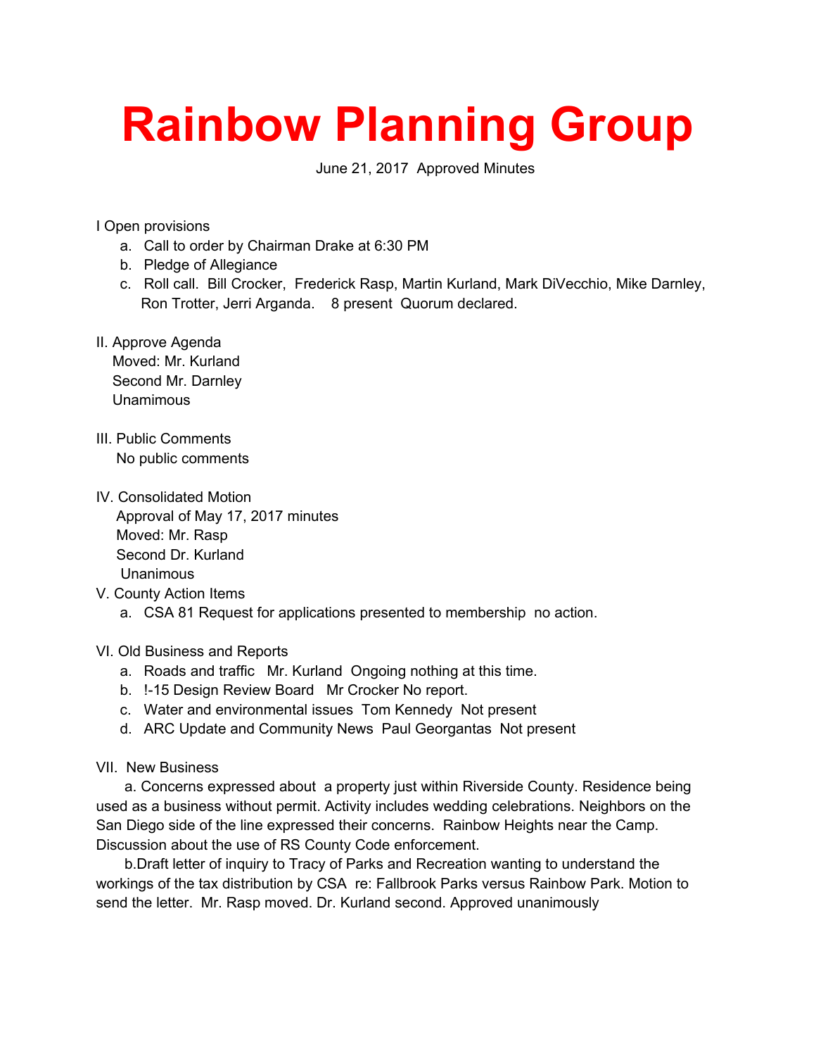# Rainbow Planning Group

June 21, 2017 Approved Minutes

I Open provisions

a. Call to order by Chairman Drake at 6:30 PM
b. Pledge of Allegiance
c. Roll call. Bill Crocker, Frederick Rasp, Martin Kurland, Mark DiVecchio, Mike Darnley, Ron Trotter, Jerri Arganda. 8 present Quorum declared.

II. Approve Agenda
Moved: Mr. Kurland
Second Mr. Darnley
Unamimous

III. Public Comments
No public comments

IV. Consolidated Motion
Approval of May 17, 2017 minutes
Moved: Mr. Rasp
Second Dr. Kurland
Unanimous

V. County Action Items

a. CSA 81 Request for applications presented to membership no action.

VI. Old Business and Reports

a. Roads and traffic Mr. Kurland Ongoing nothing at this time.
b. !-15 Design Review Board Mr Crocker No report.
c. Water and environmental issues Tom Kennedy Not present
d. ARC Update and Community News Paul Georgantas Not present

VII. New Business

a. Concerns expressed about a property just within Riverside County. Residence being used as a business without permit. Activity includes wedding celebrations. Neighbors on the San Diego side of the line expressed their concerns. Rainbow Heights near the Camp. Discussion about the use of RS County Code enforcement.

b.Draft letter of inquiry to Tracy of Parks and Recreation wanting to understand the workings of the tax distribution by CSA re: Fallbrook Parks versus Rainbow Park. Motion to send the letter. Mr. Rasp moved. Dr. Kurland second. Approved unanimously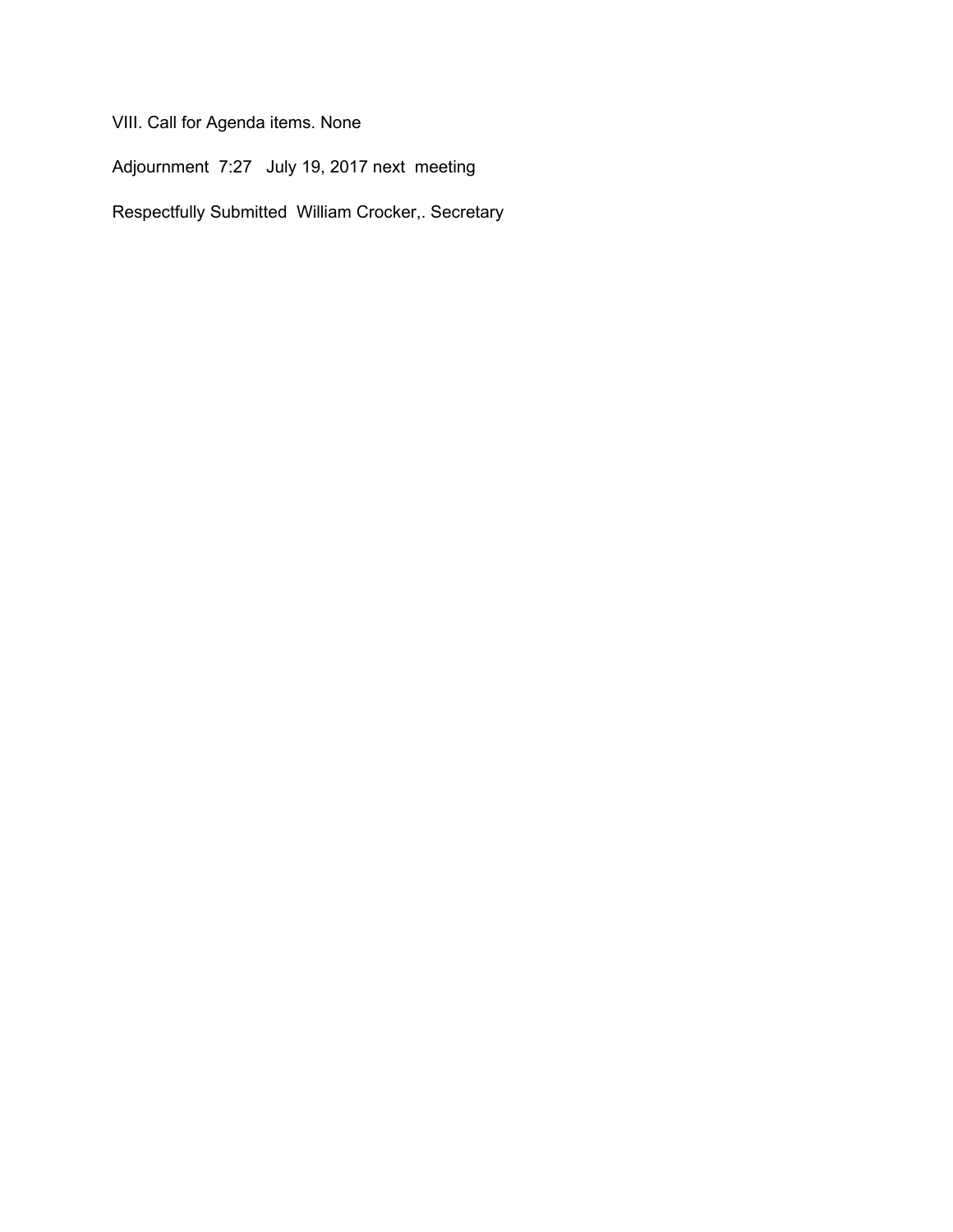VIII. Call for Agenda items. None

Adjournment 7:27 July 19, 2017 next meeting

Respectfully Submitted William Crocker,. Secretary